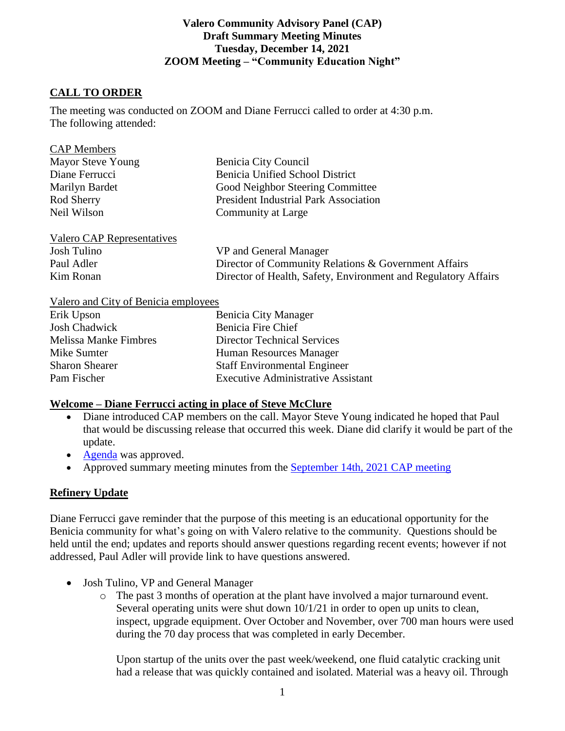# Valero Community Advisory Panel (CAP)
# Draft Summary Meeting Minutes
# Tuesday, December 14, 2021
# ZOOM Meeting – "Community Education Night"

## CALL TO ORDER

The meeting was conducted on ZOOM and Diane Ferrucci called to order at 4:30 p.m.
The following attended:

CAP Members

| | |
|---|---|
| Mayor Steve Young | Benicia City Council |
| Diane Ferrucci | Benicia Unified School District |
| Marilyn Bardet | Good Neighbor Steering Committee |
| Rod Sherry | President Industrial Park Association |
| Neil Wilson | Community at Large |

Valero CAP Representatives

| | |
|---|---|
| Josh Tulino | VP and General Manager |
| Paul Adler | Director of Community Relations & Government Affairs |
| Kim Ronan | Director of Health, Safety, Environment and Regulatory Affairs |

Valero and City of Benicia employees

| | |
|---|---|
| Erik Upson | Benicia City Manager |
| Josh Chadwick | Benicia Fire Chief |
| Melissa Manke Fimbres | Director Technical Services |
| Mike Sumter | Human Resources Manager |
| Sharon Shearer | Staff Environmental Engineer |
| Pam Fischer | Executive Administrative Assistant |

## Welcome – Diane Ferrucci acting in place of Steve McClure

- Diane introduced CAP members on the call. Mayor Steve Young indicated he hoped that Paul that would be discussing release that occurred this week. Diane did clarify it would be part of the update.
- Agenda was approved.
- Approved summary meeting minutes from the September 14th, 2021 CAP meeting

## Refinery Update

Diane Ferrucci gave reminder that the purpose of this meeting is an educational opportunity for the Benicia community for what's going on with Valero relative to the community. Questions should be held until the end; updates and reports should answer questions regarding recent events; however if not addressed, Paul Adler will provide link to have questions answered.

- Josh Tulino, VP and General Manager
  - The past 3 months of operation at the plant have involved a major turnaround event. Several operating units were shut down 10/1/21 in order to open up units to clean, inspect, upgrade equipment. Over October and November, over 700 man hours were used during the 70 day process that was completed in early December.

    Upon startup of the units over the past week/weekend, one fluid catalytic cracking unit had a release that was quickly contained and isolated. Material was a heavy oil. Through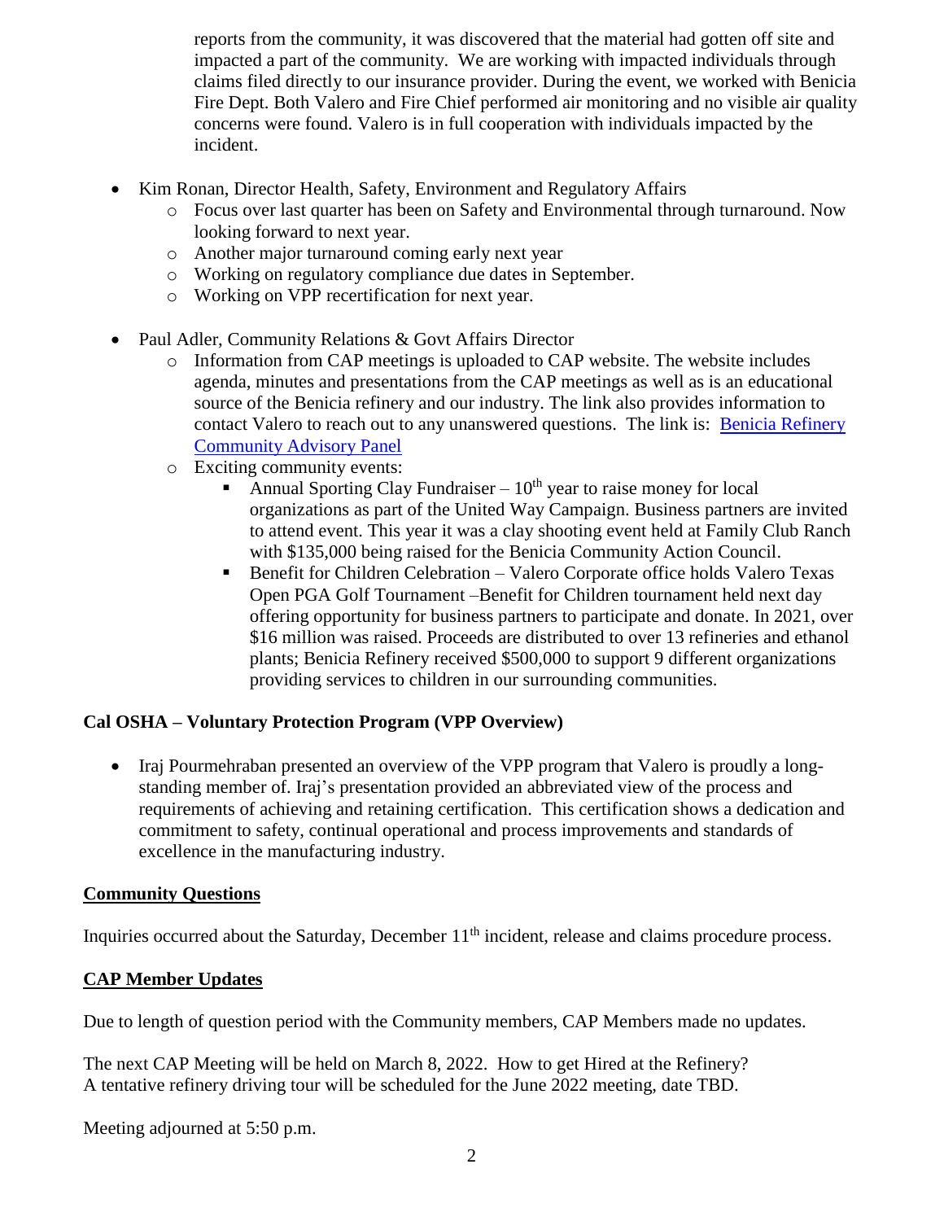reports from the community, it was discovered that the material had gotten off site and impacted a part of the community. We are working with impacted individuals through claims filed directly to our insurance provider. During the event, we worked with Benicia Fire Dept. Both Valero and Fire Chief performed air monitoring and no visible air quality concerns were found. Valero is in full cooperation with individuals impacted by the incident.

- Kim Ronan, Director Health, Safety, Environment and Regulatory Affairs
  - Focus over last quarter has been on Safety and Environmental through turnaround. Now looking forward to next year.
  - Another major turnaround coming early next year
  - Working on regulatory compliance due dates in September.
  - Working on VPP recertification for next year.

- Paul Adler, Community Relations & Govt Affairs Director
  - Information from CAP meetings is uploaded to CAP website. The website includes agenda, minutes and presentations from the CAP meetings as well as is an educational source of the Benicia refinery and our industry. The link also provides information to contact Valero to reach out to any unanswered questions. The link is: [Benicia Refinery Community Advisory Panel]
  - Exciting community events:
    - Annual Sporting Clay Fundraiser – 10th year to raise money for local organizations as part of the United Way Campaign. Business partners are invited to attend event. This year it was a clay shooting event held at Family Club Ranch with $135,000 being raised for the Benicia Community Action Council.
    - Benefit for Children Celebration – Valero Corporate office holds Valero Texas Open PGA Golf Tournament –Benefit for Children tournament held next day offering opportunity for business partners to participate and donate. In 2021, over $16 million was raised. Proceeds are distributed to over 13 refineries and ethanol plants; Benicia Refinery received $500,000 to support 9 different organizations providing services to children in our surrounding communities.

**Cal OSHA – Voluntary Protection Program (VPP Overview)**

- Iraj Pourmehraban presented an overview of the VPP program that Valero is proudly a long-standing member of. Iraj's presentation provided an abbreviated view of the process and requirements of achieving and retaining certification. This certification shows a dedication and commitment to safety, continual operational and process improvements and standards of excellence in the manufacturing industry.

**Community Questions**

Inquiries occurred about the Saturday, December 11th incident, release and claims procedure process.

**CAP Member Updates**

Due to length of question period with the Community members, CAP Members made no updates.

The next CAP Meeting will be held on March 8, 2022. How to get Hired at the Refinery?
A tentative refinery driving tour will be scheduled for the June 2022 meeting, date TBD.

Meeting adjourned at 5:50 p.m.